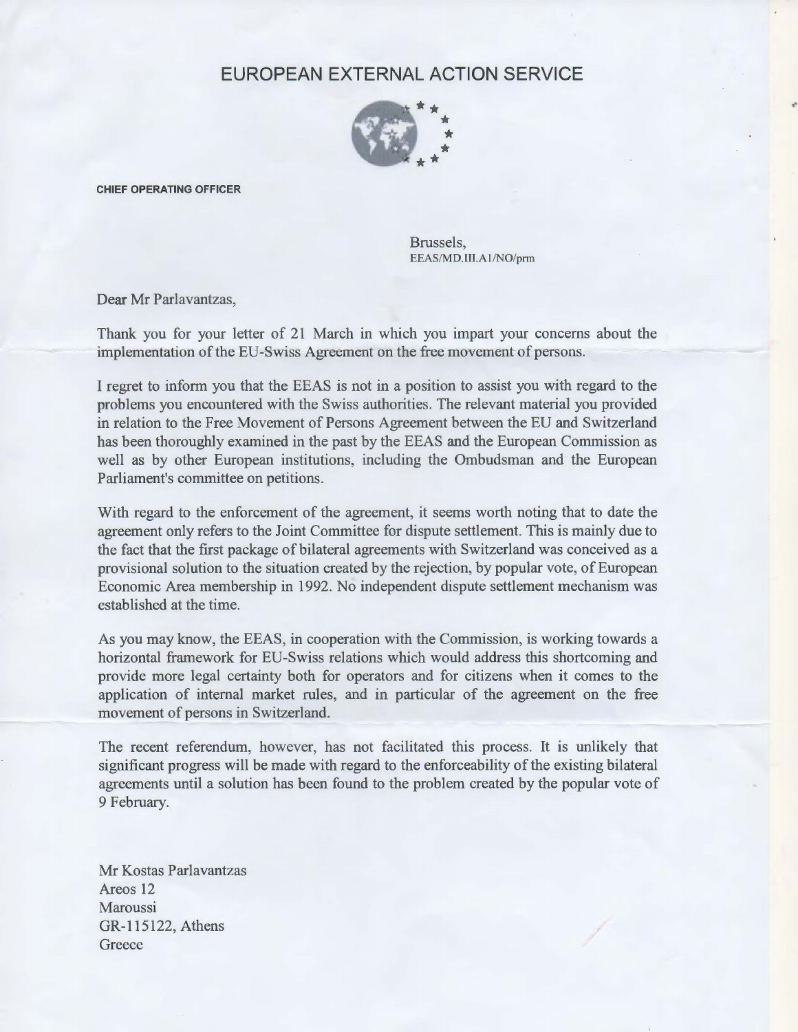# EUROPEAN EXTERNAL ACTION SERVICE

**CHIEF OPERATING OFFICER**

Brussels,
EEAS/MD.III.A1/NO/prm

Dear Mr Parlavantzas,

Thank you for your letter of 21 March in which you impart your concerns about the implementation of the EU-Swiss Agreement on the free movement of persons.

I regret to inform you that the EEAS is not in a position to assist you with regard to the problems you encountered with the Swiss authorities. The relevant material you provided in relation to the Free Movement of Persons Agreement between the EU and Switzerland has been thoroughly examined in the past by the EEAS and the European Commission as well as by other European institutions, including the Ombudsman and the European Parliament's committee on petitions.

With regard to the enforcement of the agreement, it seems worth noting that to date the agreement only refers to the Joint Committee for dispute settlement. This is mainly due to the fact that the first package of bilateral agreements with Switzerland was conceived as a provisional solution to the situation created by the rejection, by popular vote, of European Economic Area membership in 1992. No independent dispute settlement mechanism was established at the time.

As you may know, the EEAS, in cooperation with the Commission, is working towards a horizontal framework for EU-Swiss relations which would address this shortcoming and provide more legal certainty both for operators and for citizens when it comes to the application of internal market rules, and in particular of the agreement on the free movement of persons in Switzerland.

The recent referendum, however, has not facilitated this process. It is unlikely that significant progress will be made with regard to the enforceability of the existing bilateral agreements until a solution has been found to the problem created by the popular vote of 9 February.

Mr Kostas Parlavantzas
Areos 12
Maroussi
GR-115122, Athens
Greece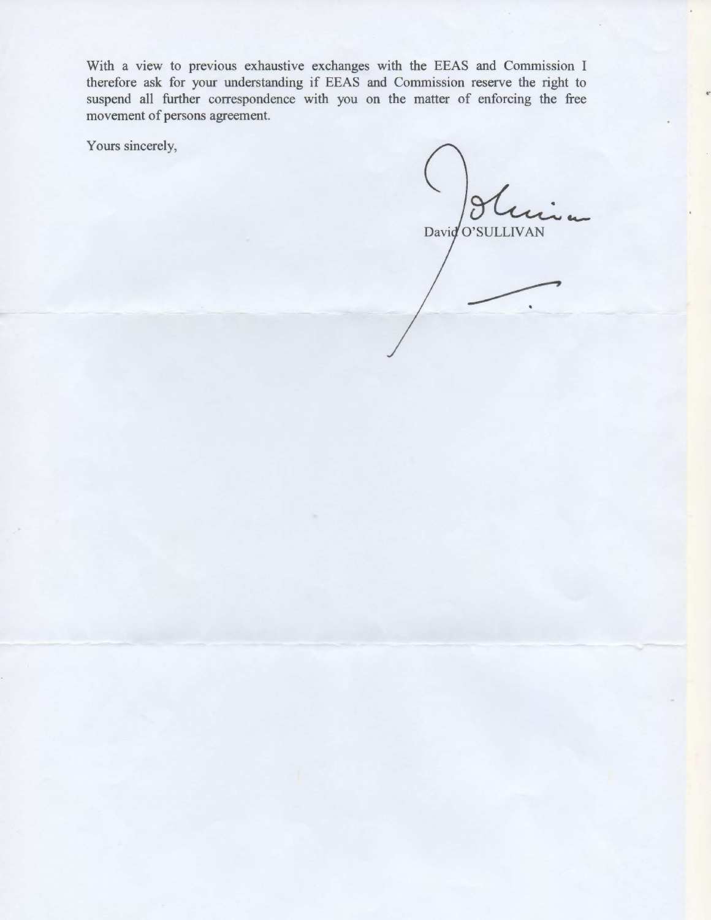With a view to previous exhaustive exchanges with the EEAS and Commission I therefore ask for your understanding if EEAS and Commission reserve the right to suspend all further correspondence with you on the matter of enforcing the free movement of persons agreement.

Yours sincerely,

David O'SULLIVAN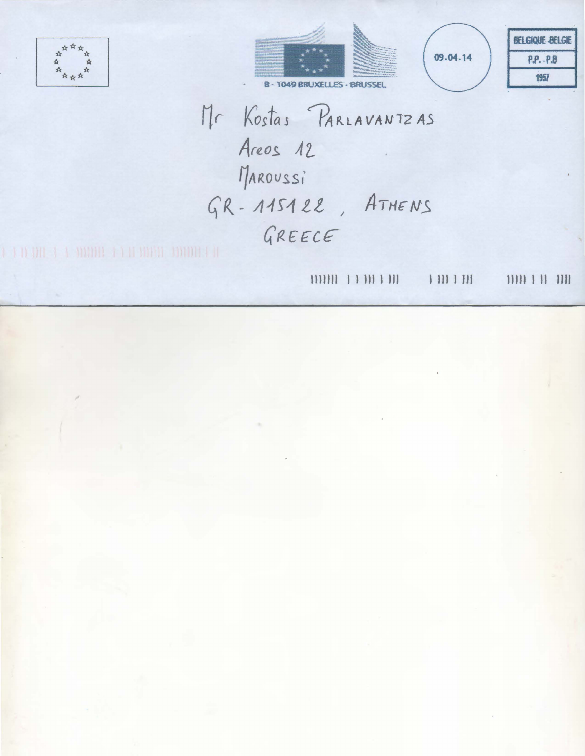B - 1049 BRUXELLES - BRUSSEL

09.04.14

BELGIQUE-BELGIE
P.P. - P.B
1957

Mr Kostas PARLAVANTZAS
Areos 12
MAROUSSI
GR - 115122 , ATHENS
GREECE